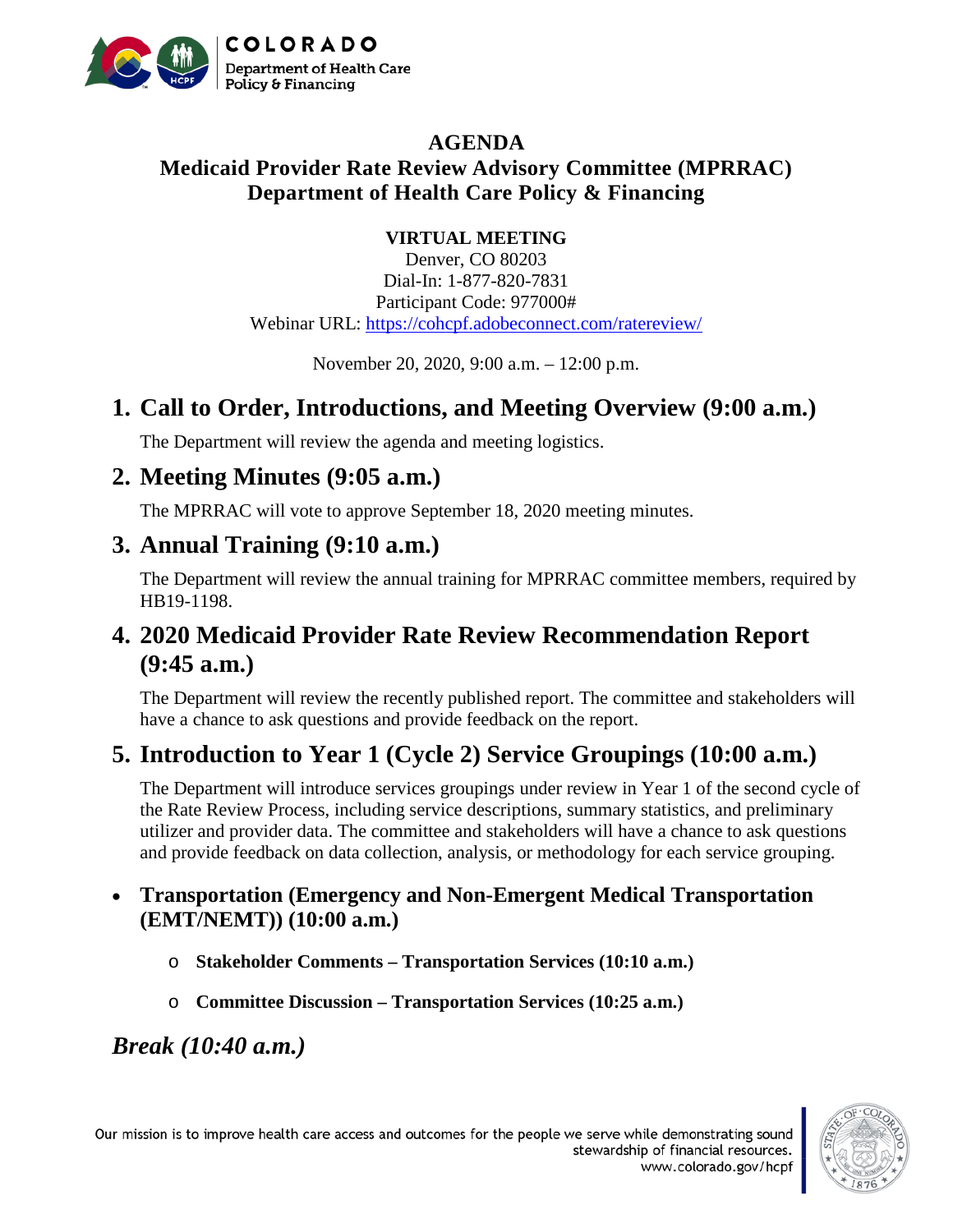# AGENDA

## Medicaid Provider Rate Review Advisory Committee (MPRRAC)
## Department of Health Care Policy & Financing

**VIRTUAL MEETING**

Denver, CO 80203
Dial-In: 1-877-820-7831
Participant Code: 977000#
Webinar URL: https://cohcpf.adobeconnect.com/ratereview/

November 20, 2020, 9:00 a.m. – 12:00 p.m.

## 1. Call to Order, Introductions, and Meeting Overview (9:00 a.m.)

The Department will review the agenda and meeting logistics.

## 2. Meeting Minutes (9:05 a.m.)

The MPRRAC will vote to approve September 18, 2020 meeting minutes.

## 3. Annual Training (9:10 a.m.)

The Department will review the annual training for MPRRAC committee members, required by HB19-1198.

## 4. 2020 Medicaid Provider Rate Review Recommendation Report (9:45 a.m.)

The Department will review the recently published report. The committee and stakeholders will have a chance to ask questions and provide feedback on the report.

## 5. Introduction to Year 1 (Cycle 2) Service Groupings (10:00 a.m.)

The Department will introduce services groupings under review in Year 1 of the second cycle of the Rate Review Process, including service descriptions, summary statistics, and preliminary utilizer and provider data. The committee and stakeholders will have a chance to ask questions and provide feedback on data collection, analysis, or methodology for each service grouping.

- **Transportation (Emergency and Non-Emergent Medical Transportation (EMT/NEMT)) (10:00 a.m.)**
  - **Stakeholder Comments – Transportation Services (10:10 a.m.)**
  - **Committee Discussion – Transportation Services (10:25 a.m.)**

## *Break (10:40 a.m.)*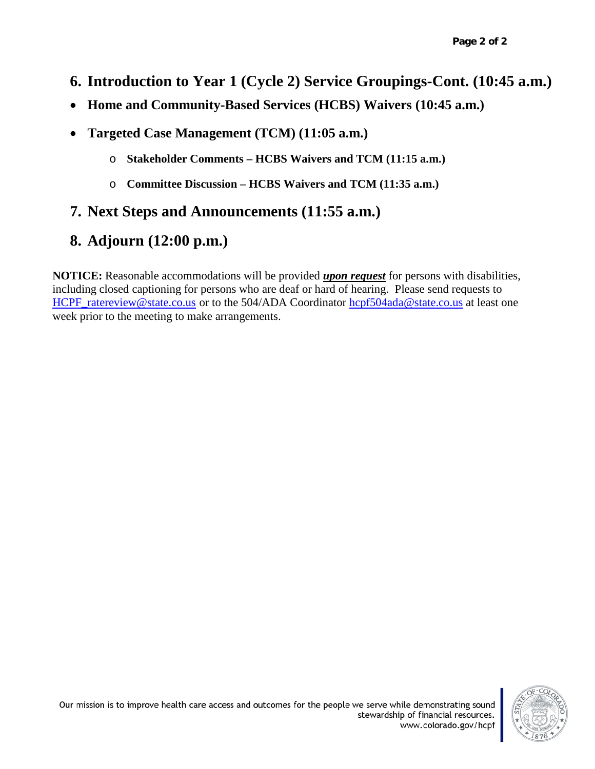6. **Introduction to Year 1 (Cycle 2) Service Groupings-Cont. (10:45 a.m.)**

- **Home and Community-Based Services (HCBS) Waivers (10:45 a.m.)**
- **Targeted Case Management (TCM) (11:05 a.m.)**
  - **Stakeholder Comments – HCBS Waivers and TCM (11:15 a.m.)**
  - **Committee Discussion – HCBS Waivers and TCM (11:35 a.m.)**

7. **Next Steps and Announcements (11:55 a.m.)**

8. **Adjourn (12:00 p.m.)**

**NOTICE:** Reasonable accommodations will be provided ***upon request*** for persons with disabilities, including closed captioning for persons who are deaf or hard of hearing. Please send requests to HCPF_ratereview@state.co.us or to the 504/ADA Coordinator hcpf504ada@state.co.us at least one week prior to the meeting to make arrangements.

Our mission is to improve health care access and outcomes for the people we serve while demonstrating sound stewardship of financial resources.
www.colorado.gov/hcpf